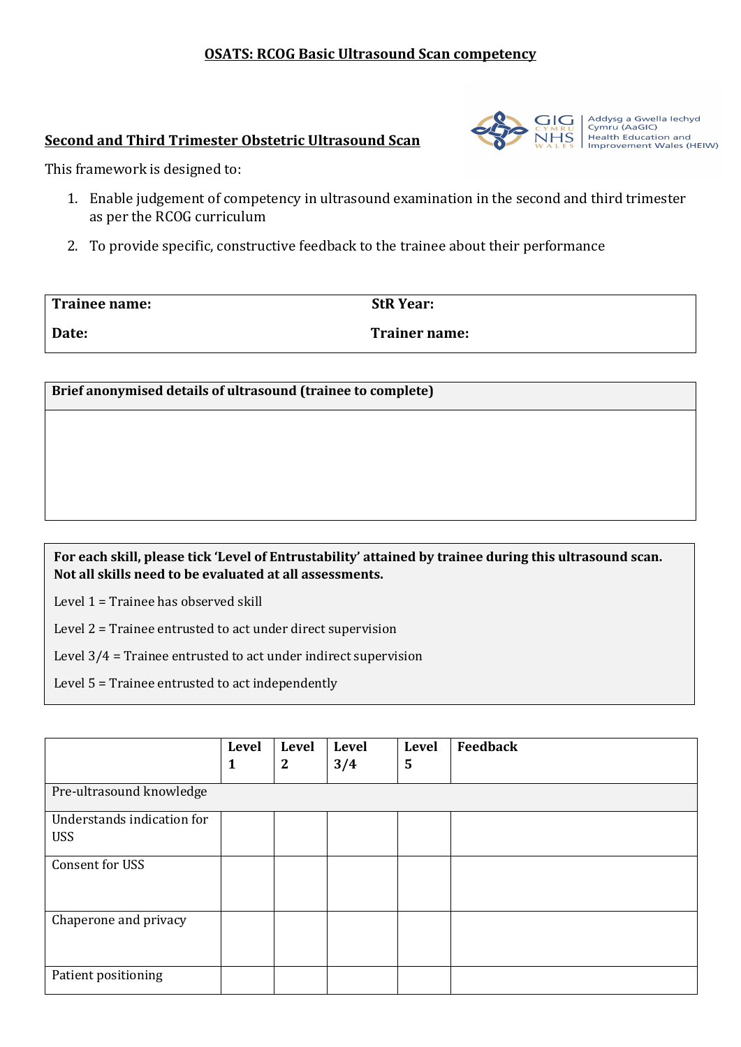# OSATS: RCOG Basic Ultrasound Scan competency

## Second and Third Trimester Obstetric Ultrasound Scan

GIG CYMRU NHS WALES | Addysg a Gwella Iechyd Cymru (AaGIC) Health Education and Improvement Wales (HEIW)

This framework is designed to:

1. Enable judgement of competency in ultrasound examination in the second and third trimester as per the RCOG curriculum
2. To provide specific, constructive feedback to the trainee about their performance

| **Trainee name:** | **StR Year:** |
|---|---|
| **Date:** | **Trainer name:** |

| **Brief anonymised details of ultrasound (trainee to complete)** |
|---|
| |

**For each skill, please tick 'Level of Entrustability' attained by trainee during this ultrasound scan. Not all skills need to be evaluated at all assessments.**

Level 1 = Trainee has observed skill

Level 2 = Trainee entrusted to act under direct supervision

Level 3/4 = Trainee entrusted to act under indirect supervision

Level 5 = Trainee entrusted to act independently

| | Level 1 | Level 2 | Level 3/4 | Level 5 | Feedback |
|---|---|---|---|---|---|
| Pre-ultrasound knowledge | | | | | |
| Understands indication for USS | | | | | |
| Consent for USS | | | | | |
| Chaperone and privacy | | | | | |
| Patient positioning | | | | | |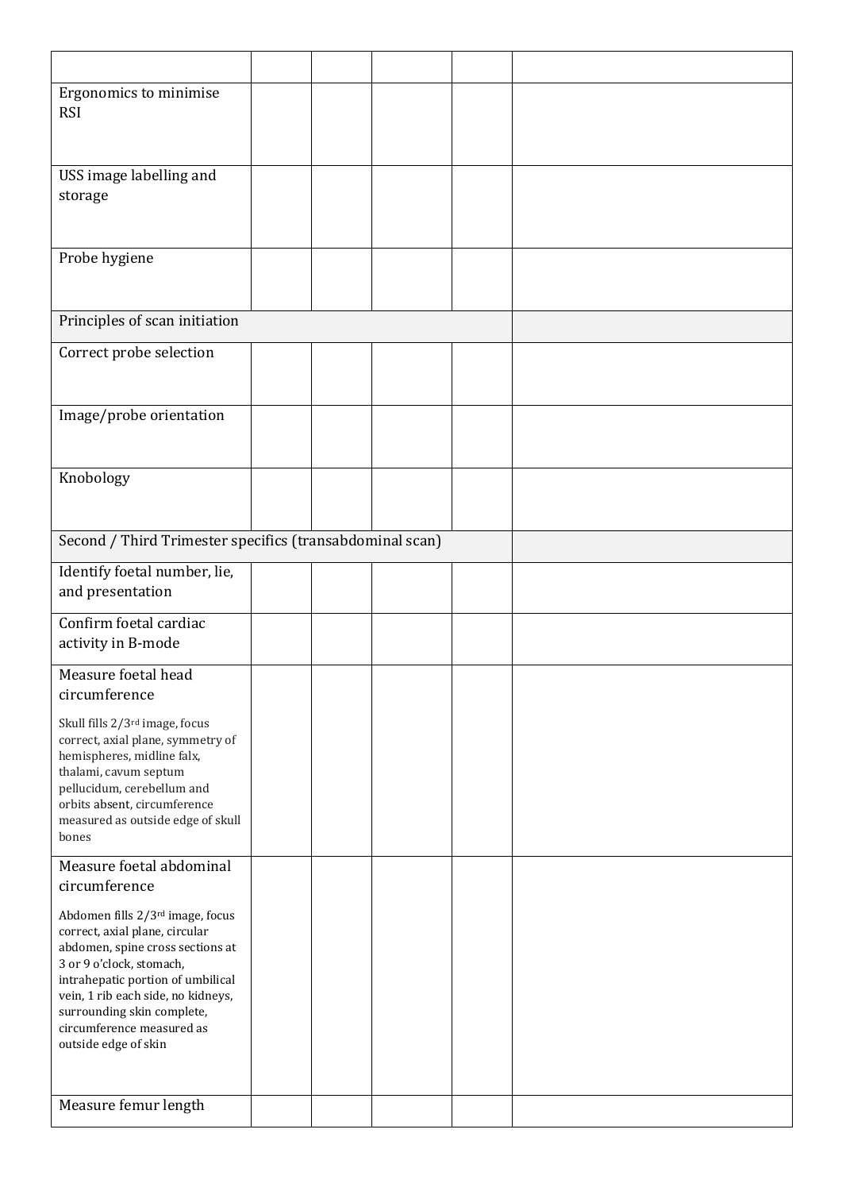| | | | | | |
|---|---|---|---|---|---|
| Ergonomics to minimise RSI | | | | | |
| USS image labelling and storage | | | | | |
| Probe hygiene | | | | | |
| Principles of scan initiation | | | | | |
| Correct probe selection | | | | | |
| Image/probe orientation | | | | | |
| Knobology | | | | | |
| Second / Third Trimester specifics (transabdominal scan) | | | | | |
| Identify foetal number, lie, and presentation | | | | | |
| Confirm foetal cardiac activity in B-mode | | | | | |
| Measure foetal head circumference<br><br>Skull fills 2/3rd image, focus correct, axial plane, symmetry of hemispheres, midline falx, thalami, cavum septum pellucidum, cerebellum and orbits absent, circumference measured as outside edge of skull bones | | | | | |
| Measure foetal abdominal circumference<br><br>Abdomen fills 2/3rd image, focus correct, axial plane, circular abdomen, spine cross sections at 3 or 9 o'clock, stomach, intrahepatic portion of umbilical vein, 1 rib each side, no kidneys, surrounding skin complete, circumference measured as outside edge of skin | | | | | |
| Measure femur length | | | | | |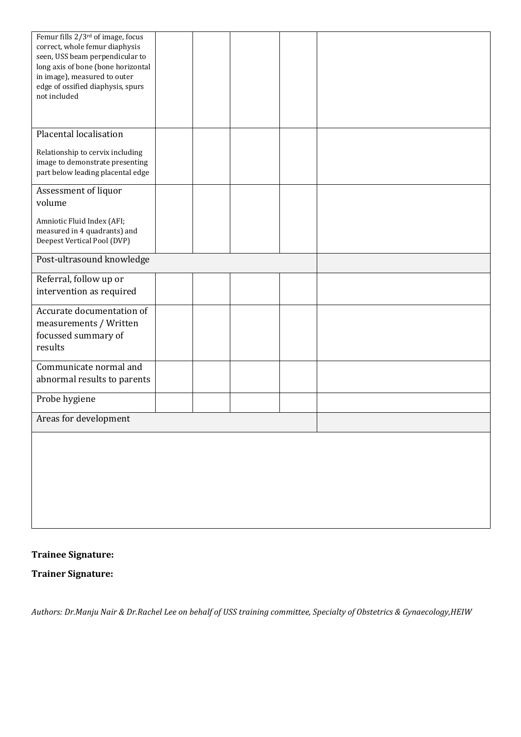| | | | | | |
|---|---|---|---|---|---|
| Femur fills 2/3rd of image, focus correct, whole femur diaphysis seen, USS beam perpendicular to long axis of bone (bone horizontal in image), measured to outer edge of ossified diaphysis, spurs not included | | | | | |
| Placental localisation<br><br>Relationship to cervix including image to demonstrate presenting part below leading placental edge | | | | | |
| Assessment of liquor volume<br><br>Amniotic Fluid Index (AFI; measured in 4 quadrants) and Deepest Vertical Pool (DVP) | | | | | |
| Post-ultrasound knowledge | | | | | |
| Referral, follow up or intervention as required | | | | | |
| Accurate documentation of measurements / Written focussed summary of results | | | | | |
| Communicate normal and abnormal results to parents | | | | | |
| Probe hygiene | | | | | |
| Areas for development | | | | | |
| | | | | | |

**Trainee Signature:**

**Trainer Signature:**

*Authors: Dr.Manju Nair & Dr.Rachel Lee on behalf of USS training committee, Specialty of Obstetrics & Gynaecology,HEIW*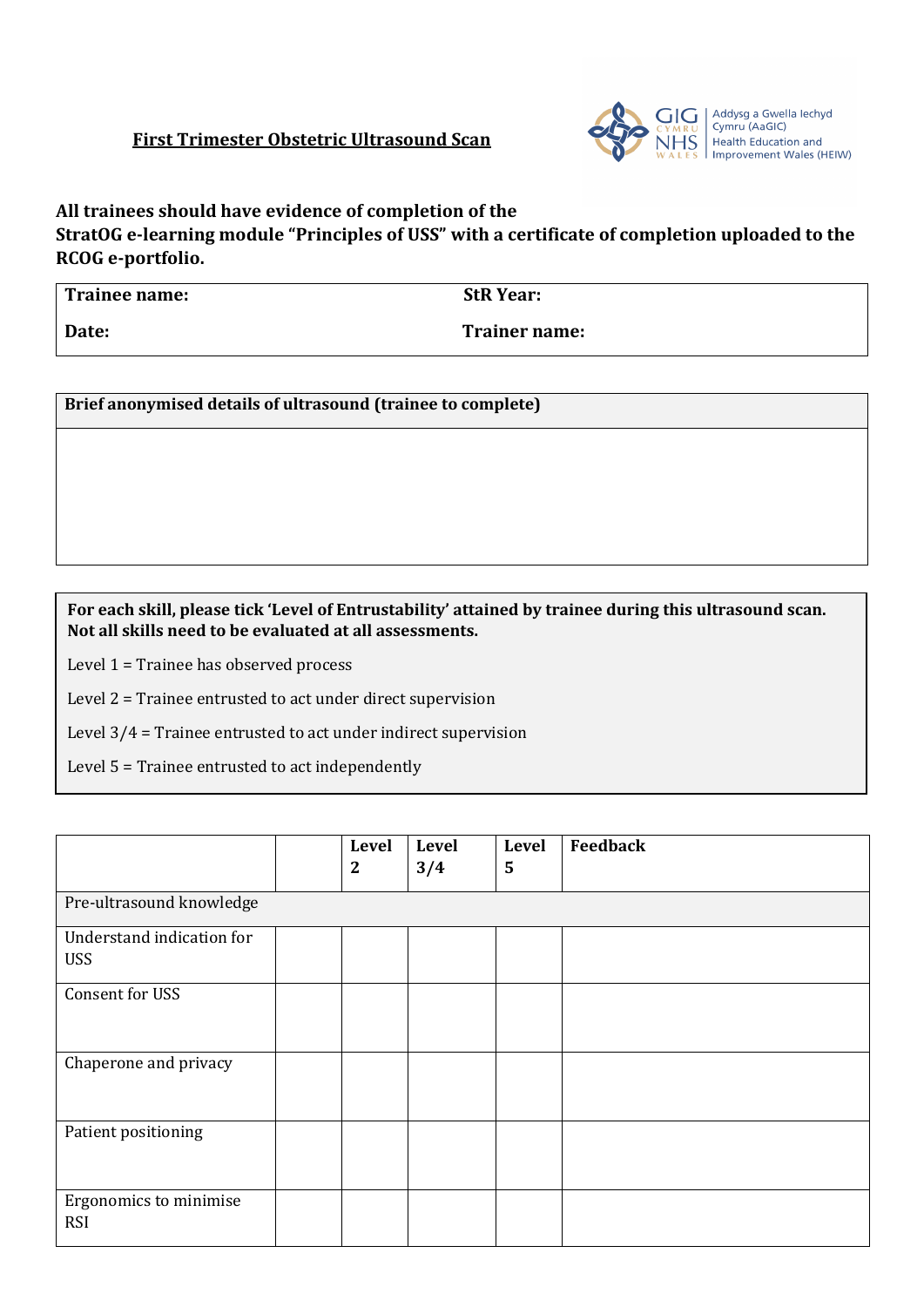**First Trimester Obstetric Ultrasound Scan**

Addysg a Gwella Iechyd Cymru (AaGIC)
Health Education and Improvement Wales (HEIW)

**All trainees should have evidence of completion of the StratOG e-learning module "Principles of USS" with a certificate of completion uploaded to the RCOG e-portfolio.**

| **Trainee name:** | **StR Year:** |
|---|---|
| **Date:** | **Trainer name:** |

| **Brief anonymised details of ultrasound (trainee to complete)** |
|---|
| |

**For each skill, please tick 'Level of Entrustability' attained by trainee during this ultrasound scan. Not all skills need to be evaluated at all assessments.**

Level 1 = Trainee has observed process

Level 2 = Trainee entrusted to act under direct supervision

Level 3/4 = Trainee entrusted to act under indirect supervision

Level 5 = Trainee entrusted to act independently

| | | **Level 2** | **Level 3/4** | **Level 5** | **Feedback** |
|---|---|---|---|---|---|
| Pre-ultrasound knowledge | | | | | |
| Understand indication for USS | | | | | |
| Consent for USS | | | | | |
| Chaperone and privacy | | | | | |
| Patient positioning | | | | | |
| Ergonomics to minimise RSI | | | | | |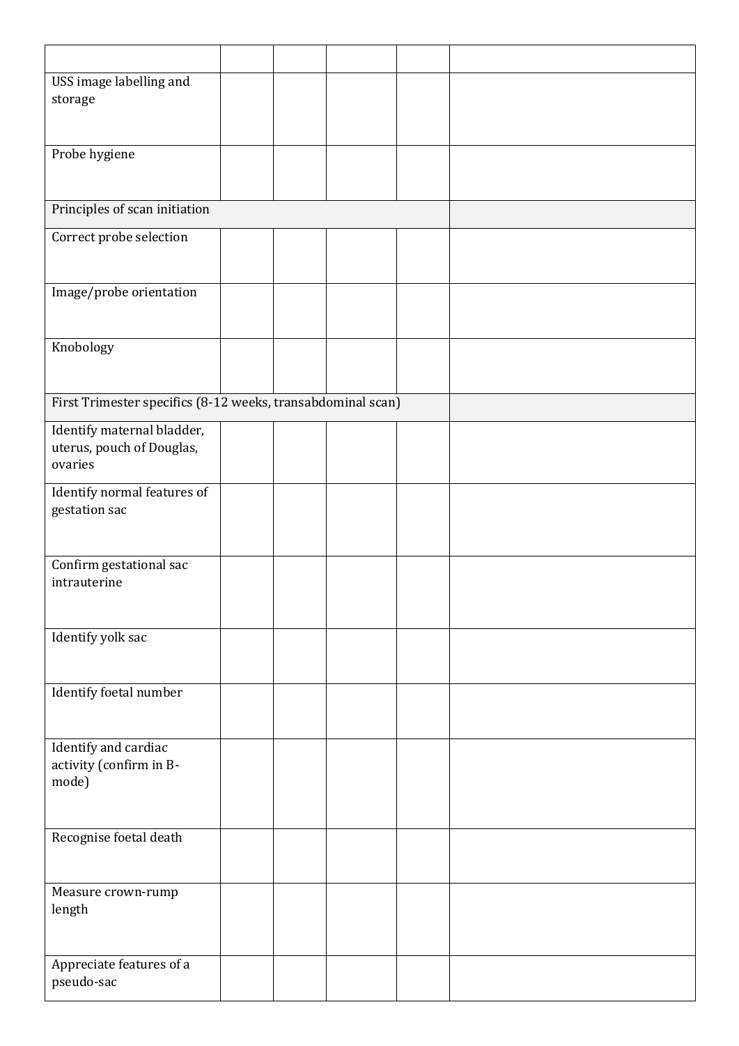| | | | | | |
|---|---|---|---|---|---|
| USS image labelling and storage | | | | | |
| Probe hygiene | | | | | |
| Principles of scan initiation | | | | | |
| Correct probe selection | | | | | |
| Image/probe orientation | | | | | |
| Knobology | | | | | |
| First Trimester specifics (8-12 weeks, transabdominal scan) | | | | | |
| Identify maternal bladder, uterus, pouch of Douglas, ovaries | | | | | |
| Identify normal features of gestation sac | | | | | |
| Confirm gestational sac intrauterine | | | | | |
| Identify yolk sac | | | | | |
| Identify foetal number | | | | | |
| Identify and cardiac activity (confirm in B-mode) | | | | | |
| Recognise foetal death | | | | | |
| Measure crown-rump length | | | | | |
| Appreciate features of a pseudo-sac | | | | | |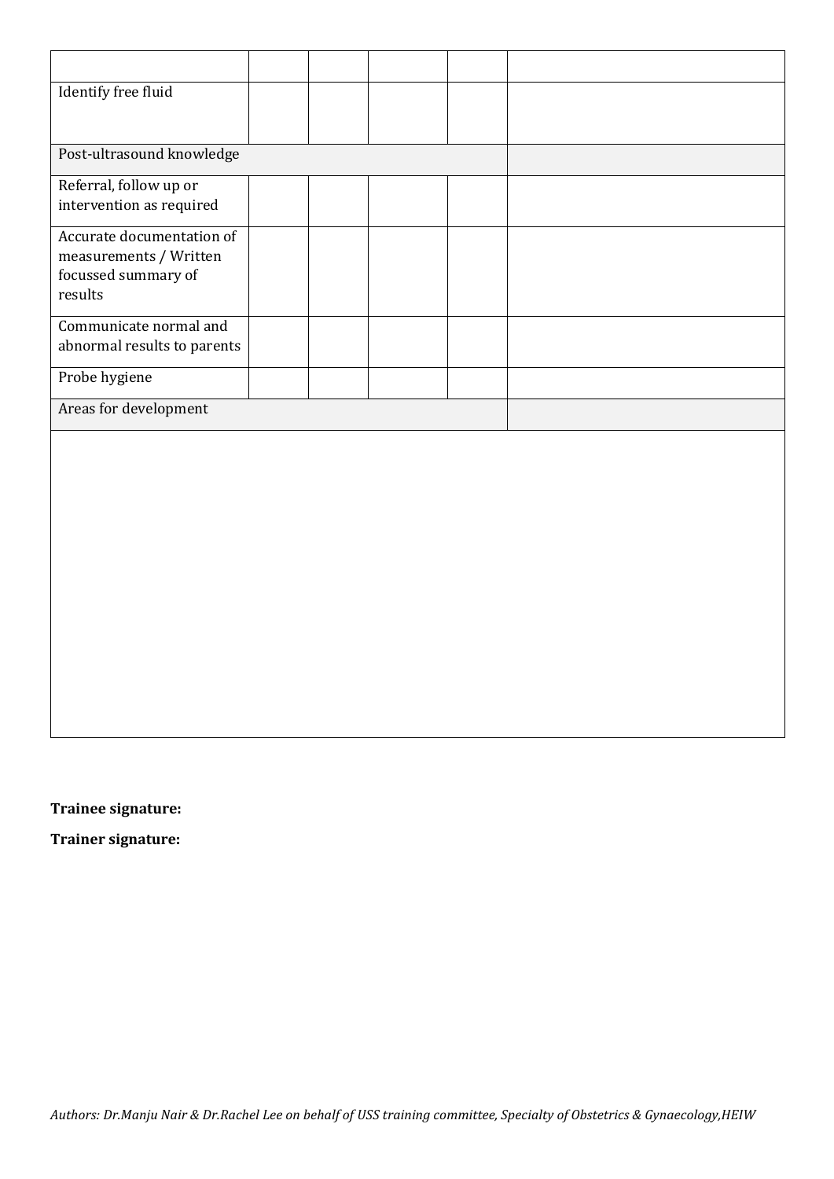| | | | | | |
|---|---|---|---|---|---|
| | | | | | |
| Identify free fluid | | | | | |
| Post-ultrasound knowledge | | | | | |
| Referral, follow up or intervention as required | | | | | |
| Accurate documentation of measurements / Written focussed summary of results | | | | | |
| Communicate normal and abnormal results to parents | | | | | |
| Probe hygiene | | | | | |
| Areas for development | | | | | |
| | | | | | |

**Trainee signature:**

**Trainer signature:**

*Authors: Dr.Manju Nair & Dr.Rachel Lee on behalf of USS training committee, Specialty of Obstetrics & Gynaecology,HEIW*